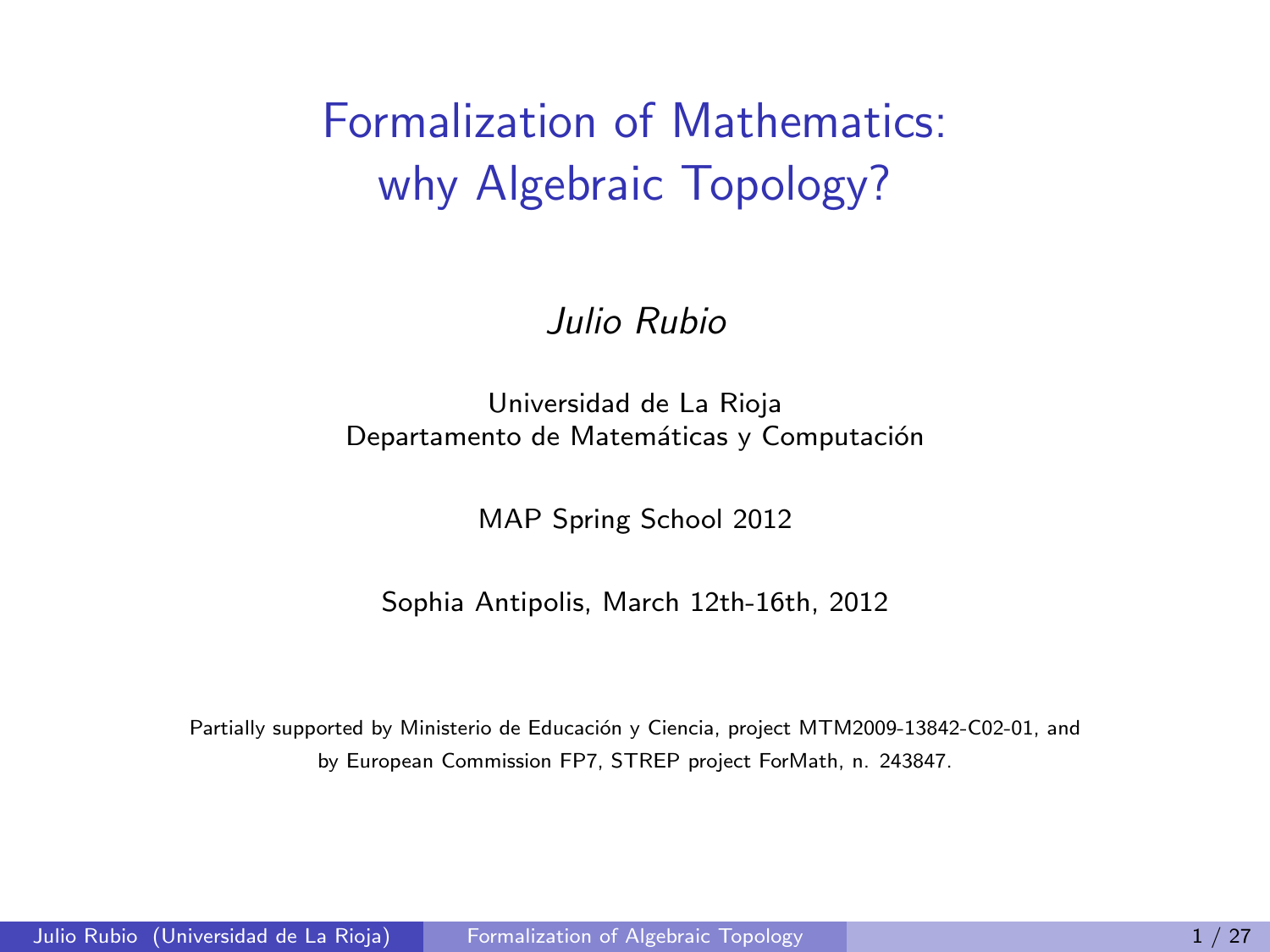# Formalization of Mathematics: why Algebraic Topology?

*Julio Rubio*

Universidad de La Rioja
Departamento de Matemáticas y Computación

MAP Spring School 2012

Sophia Antipolis, March 12th-16th, 2012

Partially supported by Ministerio de Educación y Ciencia, project MTM2009-13842-C02-01, and by European Commission FP7, STREP project ForMath, n. 243847.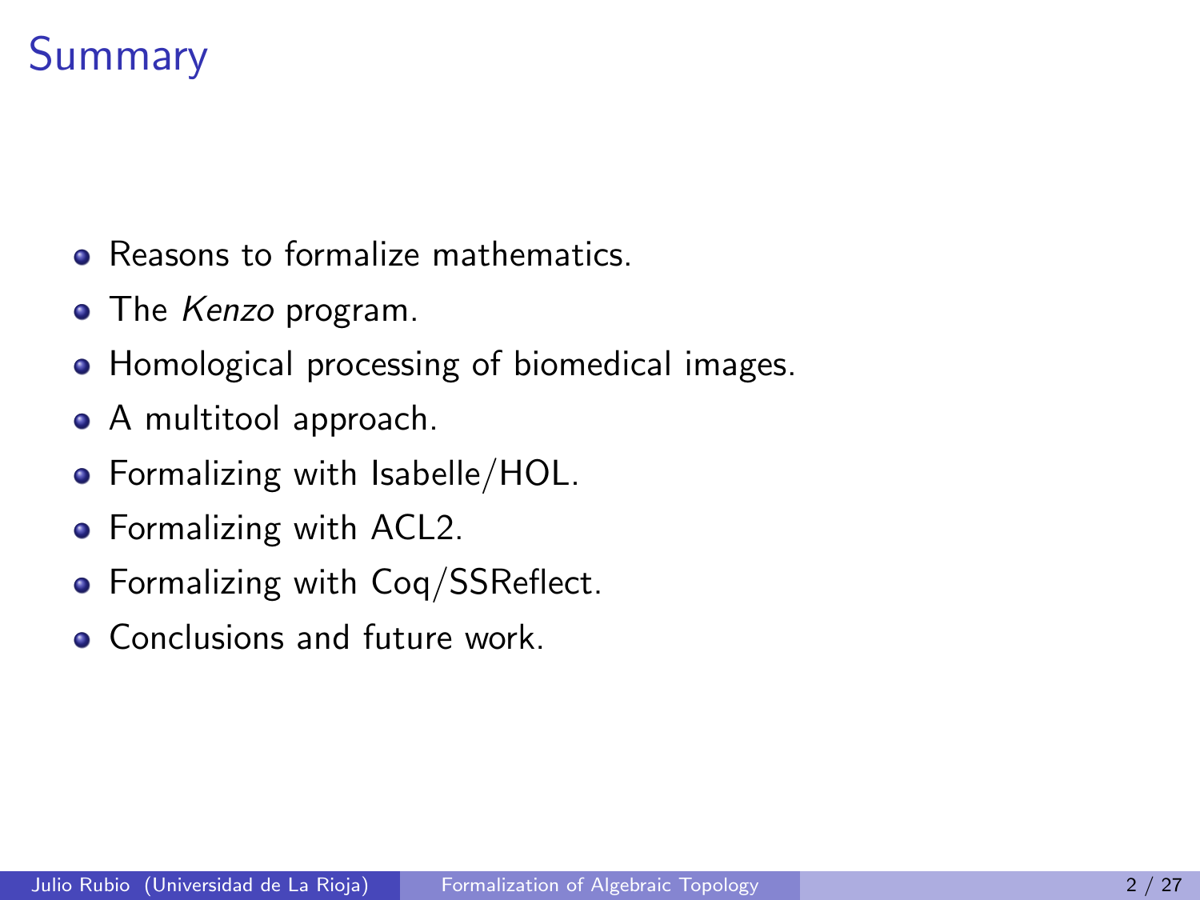# Summary

- Reasons to formalize mathematics.
- The *Kenzo* program.
- Homological processing of biomedical images.
- A multitool approach.
- Formalizing with Isabelle/HOL.
- Formalizing with ACL2.
- Formalizing with Coq/SSReflect.
- Conclusions and future work.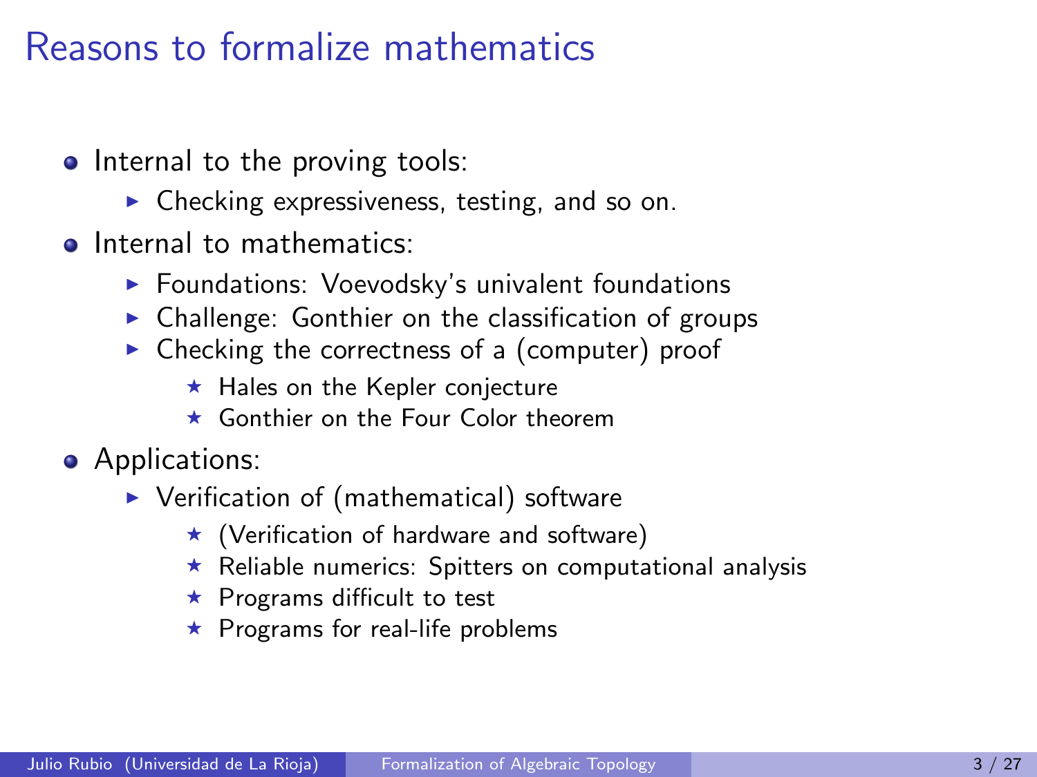# Reasons to formalize mathematics

- Internal to the proving tools:
  - Checking expressiveness, testing, and so on.
- Internal to mathematics:
  - Foundations: Voevodsky's univalent foundations
  - Challenge: Gonthier on the classification of groups
  - Checking the correctness of a (computer) proof
    - Hales on the Kepler conjecture
    - Gonthier on the Four Color theorem
- Applications:
  - Verification of (mathematical) software
    - (Verification of hardware and software)
    - Reliable numerics: Spitters on computational analysis
    - Programs difficult to test
    - Programs for real-life problems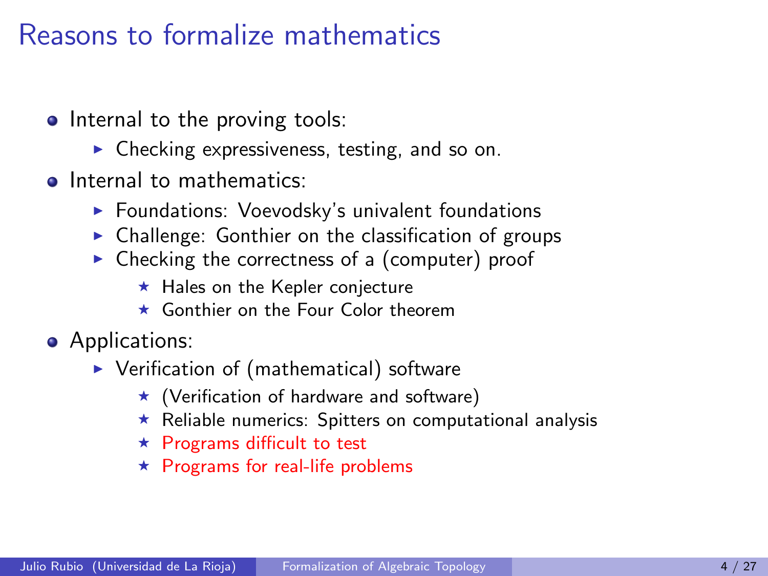# Reasons to formalize mathematics

- Internal to the proving tools:
  - Checking expressiveness, testing, and so on.
- Internal to mathematics:
  - Foundations: Voevodsky's univalent foundations
  - Challenge: Gonthier on the classification of groups
  - Checking the correctness of a (computer) proof
    - Hales on the Kepler conjecture
    - Gonthier on the Four Color theorem
- Applications:
  - Verification of (mathematical) software
    - (Verification of hardware and software)
    - Reliable numerics: Spitters on computational analysis
    - Programs difficult to test
    - Programs for real-life problems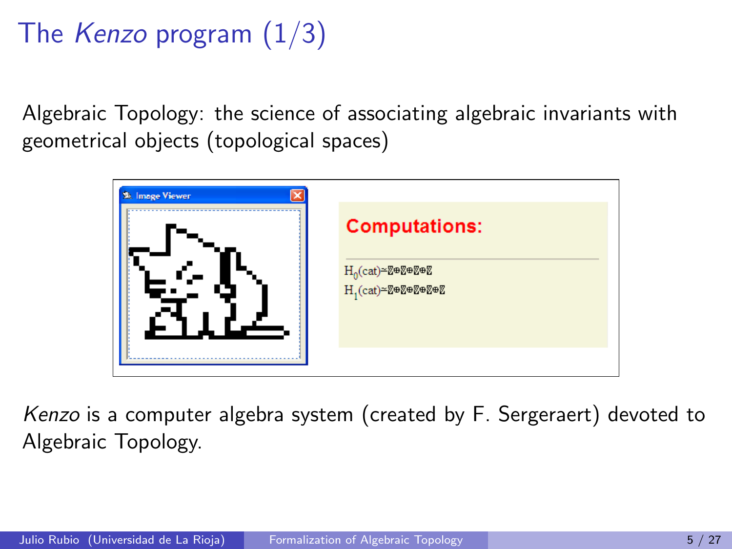# The *Kenzo* program (1/3)

Algebraic Topology: the science of associating algebraic invariants with geometrical objects (topological spaces)

Image Viewer

**Computations:**

$H_0(\text{cat}) \simeq \mathbb{Z}\oplus\mathbb{Z}\oplus\mathbb{Z}\oplus\mathbb{Z}$

$H_1(\text{cat}) \simeq \mathbb{Z}\oplus\mathbb{Z}\oplus\mathbb{Z}\oplus\mathbb{Z}\oplus\mathbb{Z}$

*Kenzo* is a computer algebra system (created by F. Sergeraert) devoted to Algebraic Topology.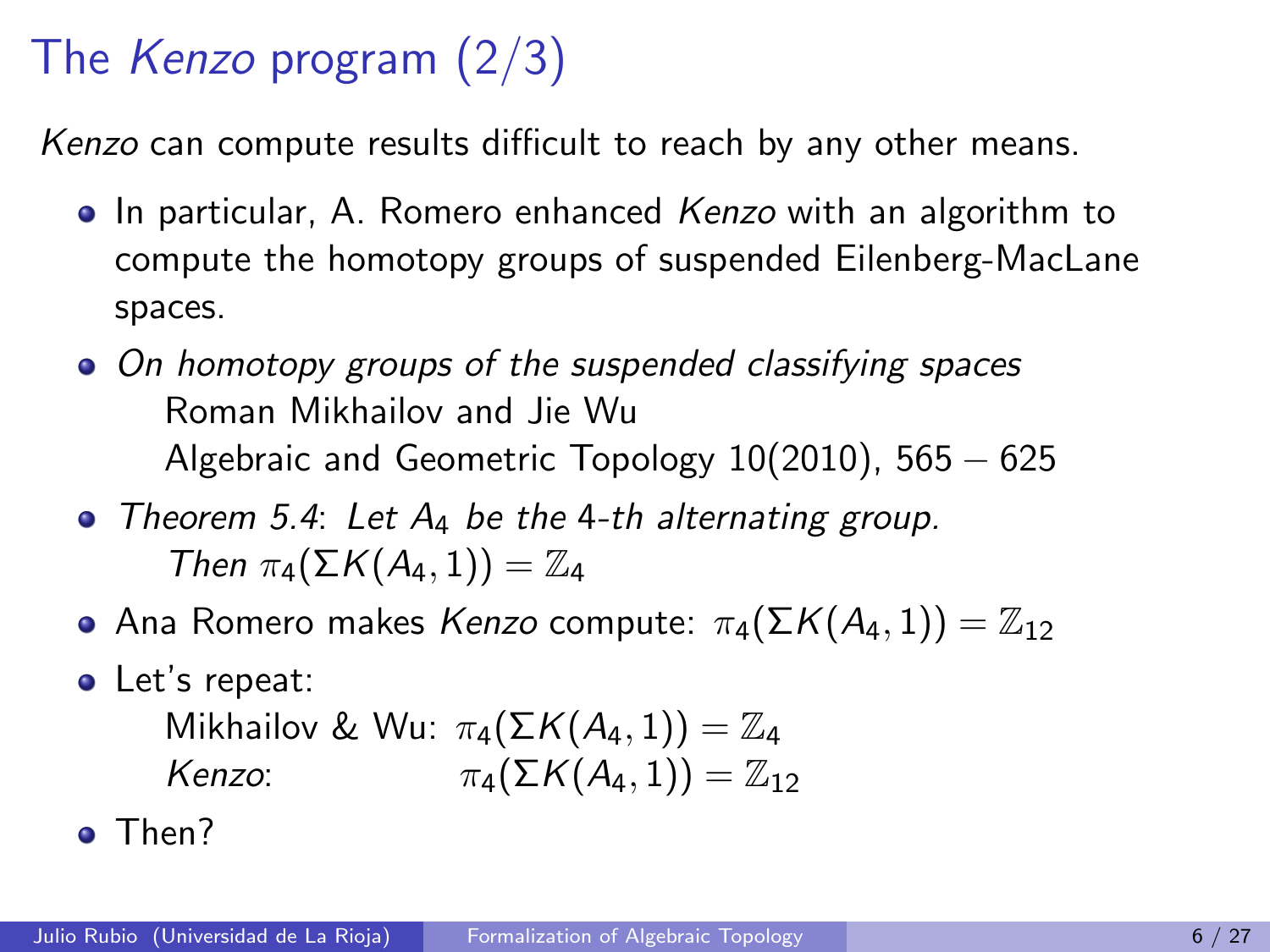# The *Kenzo* program (2/3)

*Kenzo* can compute results difficult to reach by any other means.

- In particular, A. Romero enhanced *Kenzo* with an algorithm to compute the homotopy groups of suspended Eilenberg-MacLane spaces.
- *On homotopy groups of the suspended classifying spaces*
  Roman Mikhailov and Jie Wu
  Algebraic and Geometric Topology 10(2010), 565 – 625
- *Theorem 5.4*: *Let $A_4$ be the 4-th alternating group.*
  *Then* $\pi_4(\Sigma K(A_4, 1)) = \mathbb{Z}_4$
- Ana Romero makes *Kenzo* compute: $\pi_4(\Sigma K(A_4, 1)) = \mathbb{Z}_{12}$
- Let's repeat:
  Mikhailov & Wu: $\pi_4(\Sigma K(A_4, 1)) = \mathbb{Z}_4$
  *Kenzo*: $\pi_4(\Sigma K(A_4, 1)) = \mathbb{Z}_{12}$
- Then?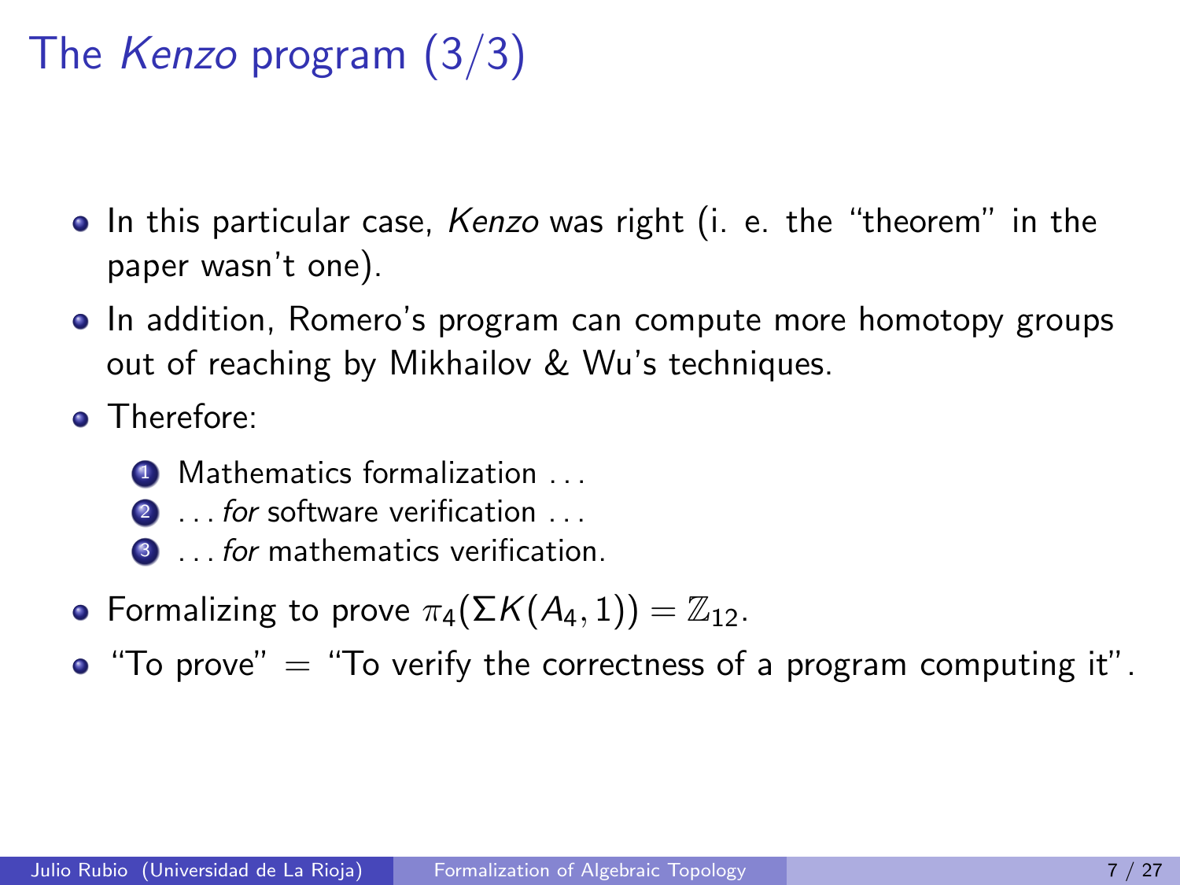# The *Kenzo* program (3/3)

- In this particular case, *Kenzo* was right (i. e. the "theorem" in the paper wasn't one).
- In addition, Romero's program can compute more homotopy groups out of reaching by Mikhailov & Wu's techniques.
- Therefore:
  1. Mathematics formalization . . .
  2. . . . *for* software verification . . .
  3. . . . *for* mathematics verification.
- Formalizing to prove $\pi_4(\Sigma K(A_4, 1)) = \mathbb{Z}_{12}$.
- "To prove" = "To verify the correctness of a program computing it".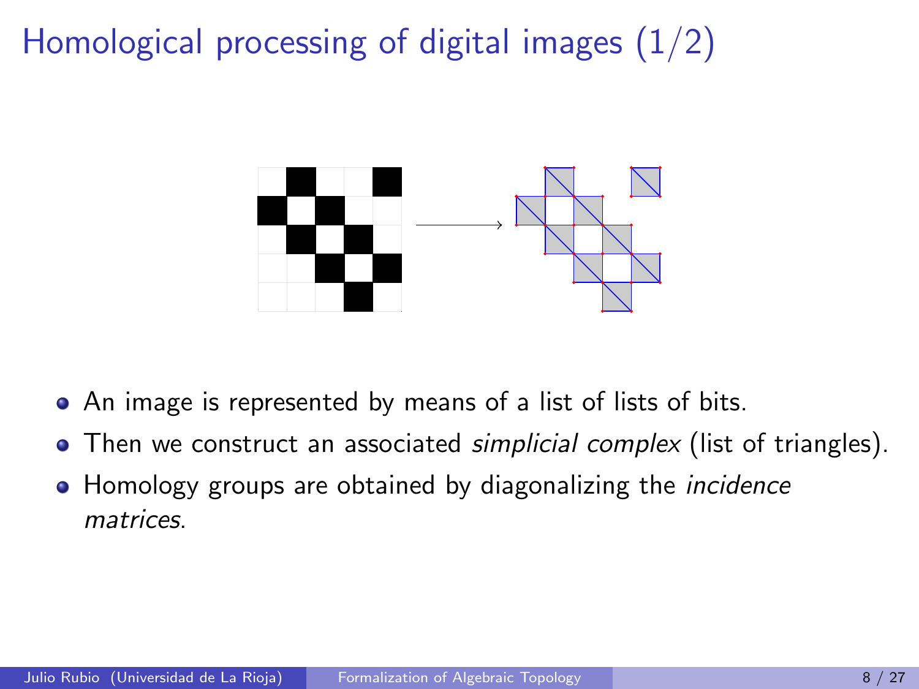# Homological processing of digital images (1/2)

- An image is represented by means of a list of lists of bits.
- Then we construct an associated *simplicial complex* (list of triangles).
- Homology groups are obtained by diagonalizing the *incidence matrices*.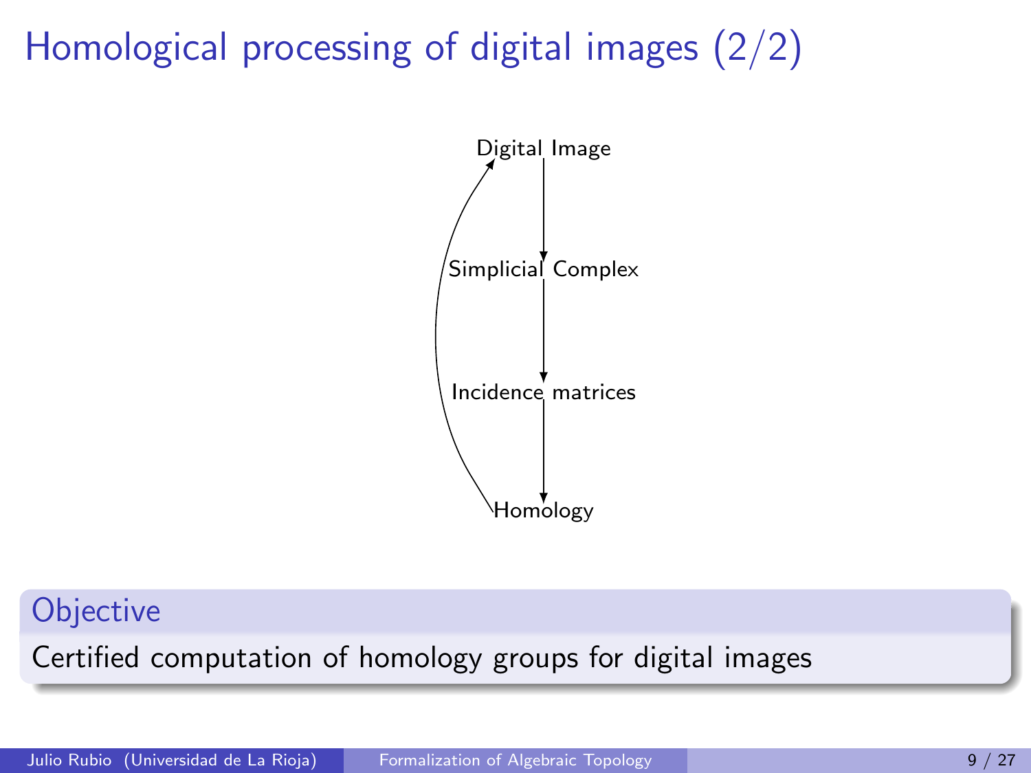# Homological processing of digital images (2/2)

Digital Image

Simplicial Complex

Incidence matrices

Homology

**Objective**

Certified computation of homology groups for digital images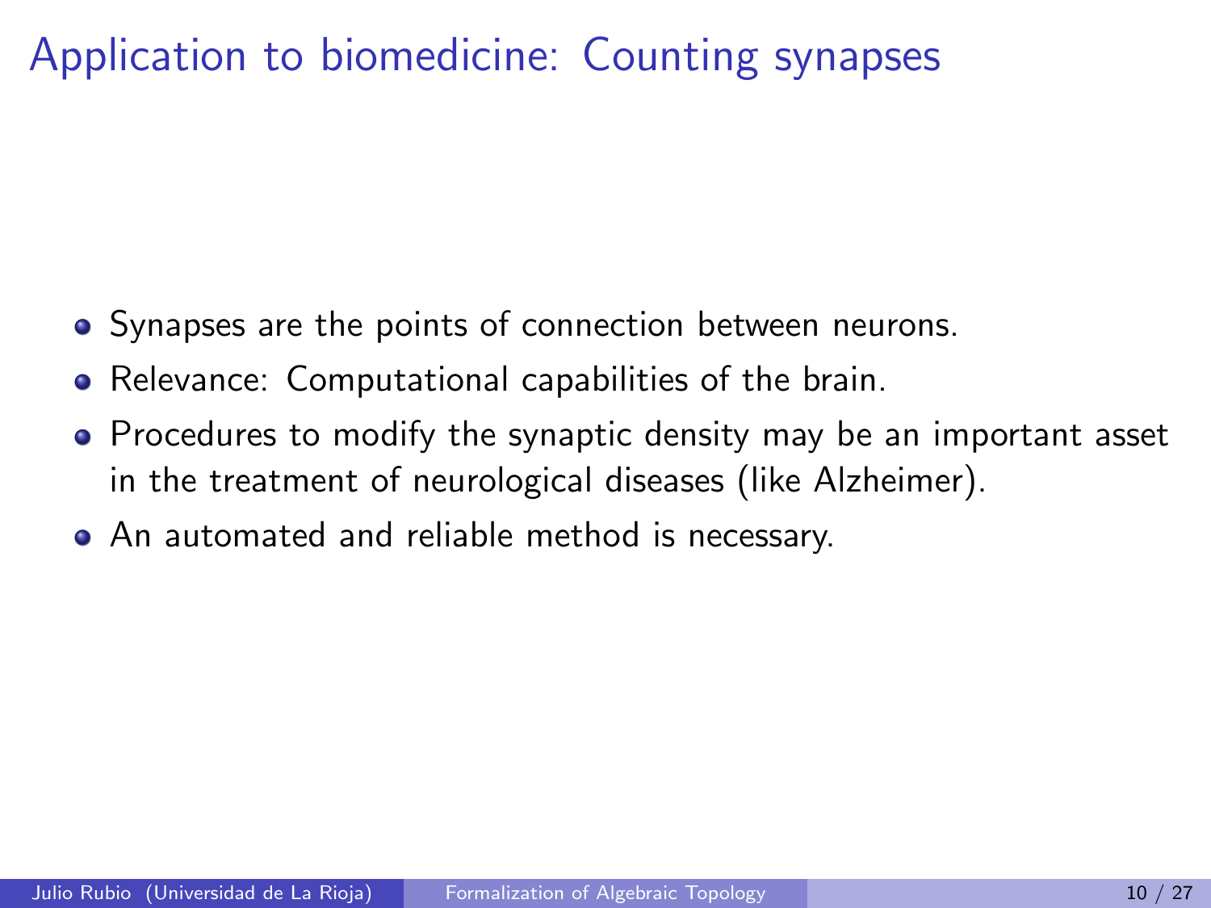# Application to biomedicine: Counting synapses

- Synapses are the points of connection between neurons.
- Relevance: Computational capabilities of the brain.
- Procedures to modify the synaptic density may be an important asset in the treatment of neurological diseases (like Alzheimer).
- An automated and reliable method is necessary.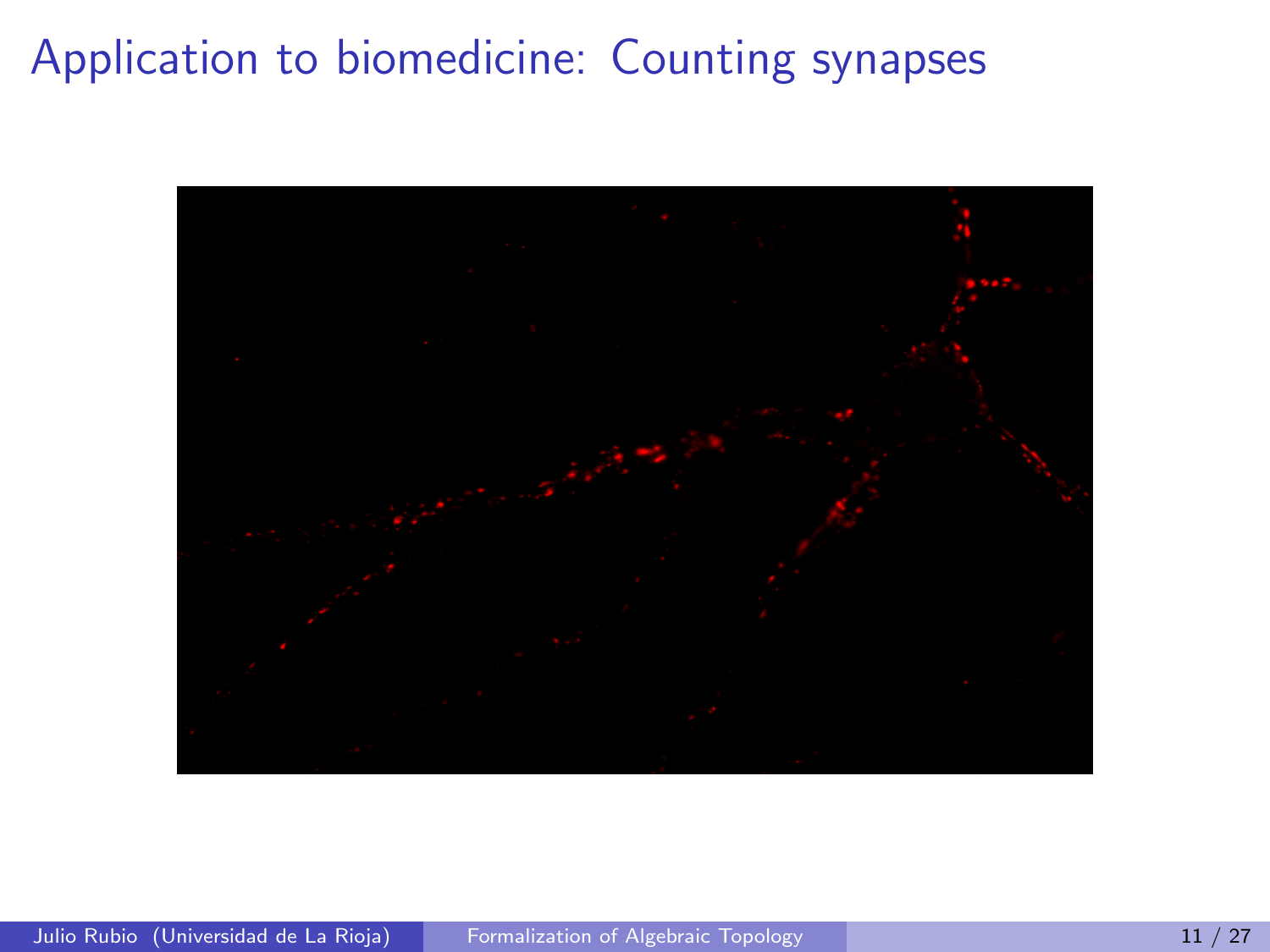# Application to biomedicine: Counting synapses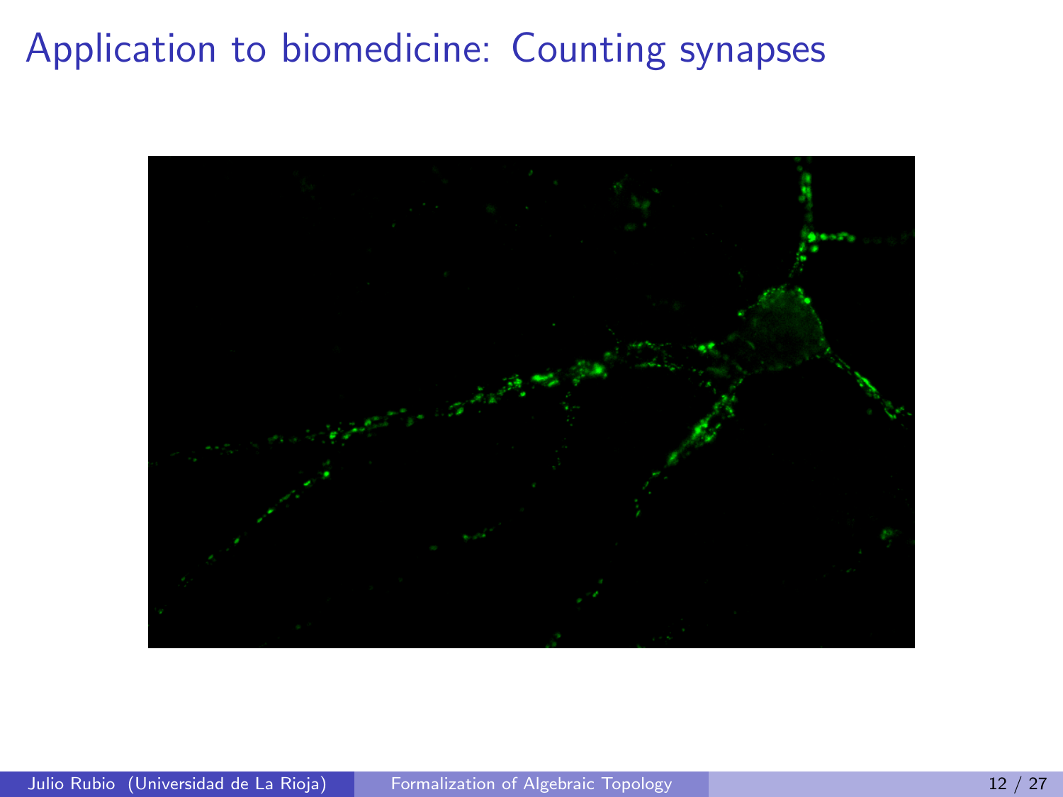# Application to biomedicine: Counting synapses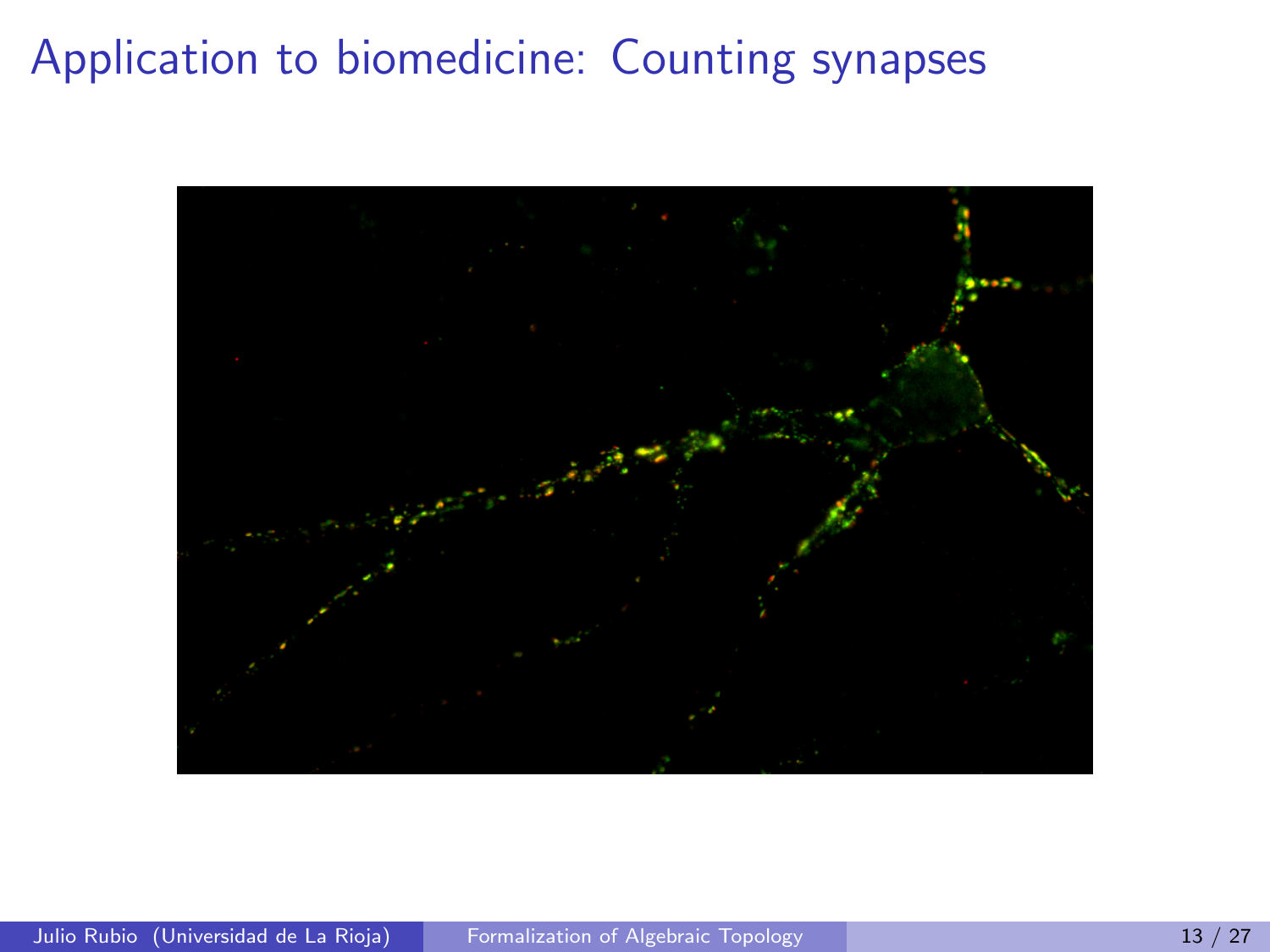# Application to biomedicine: Counting synapses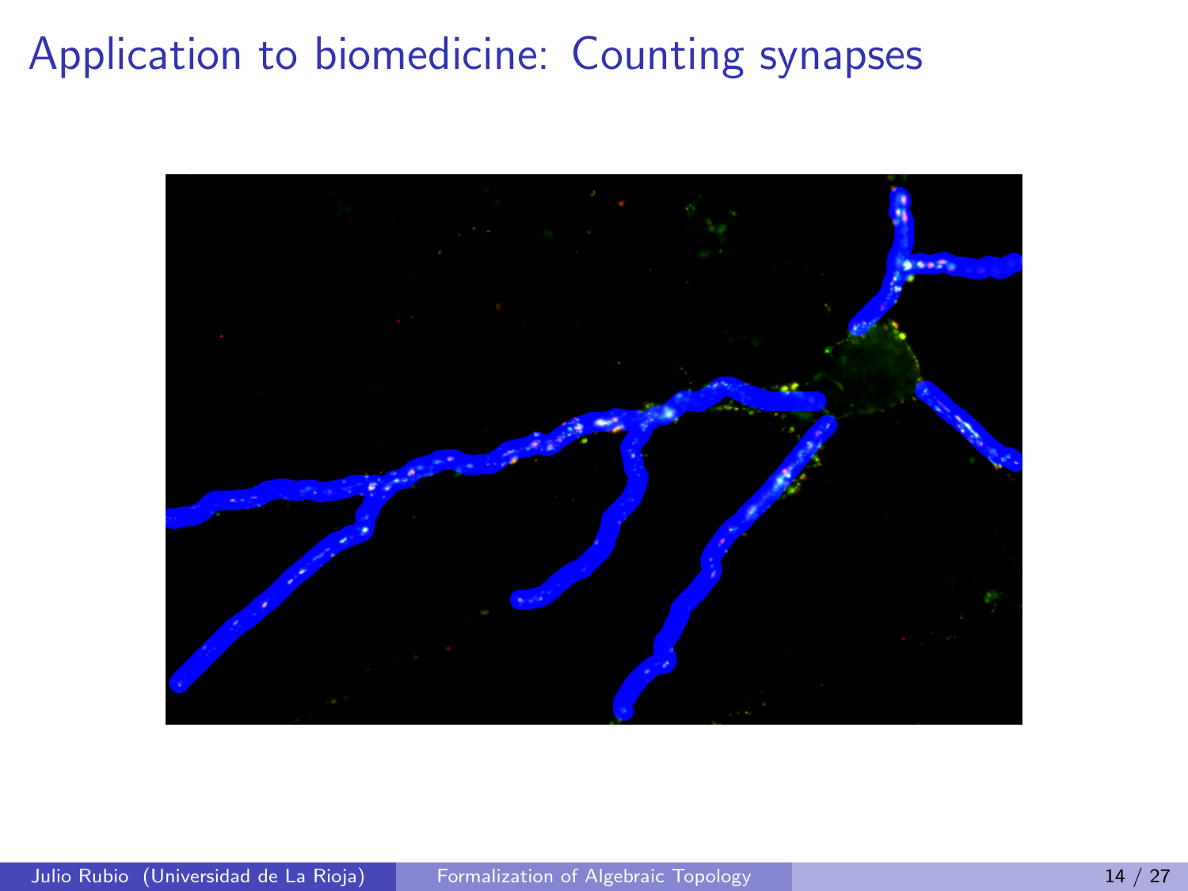# Application to biomedicine: Counting synapses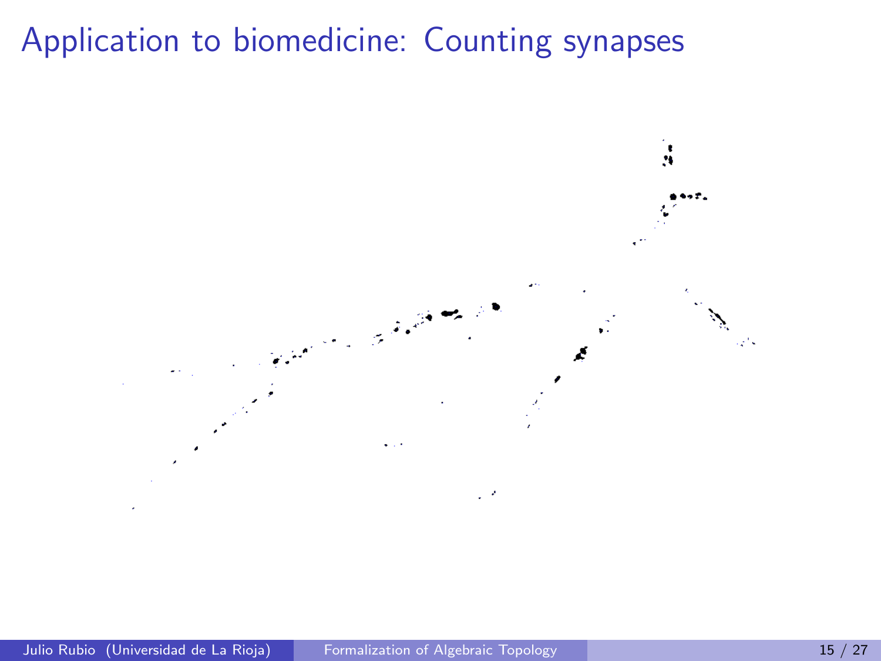# Application to biomedicine: Counting synapses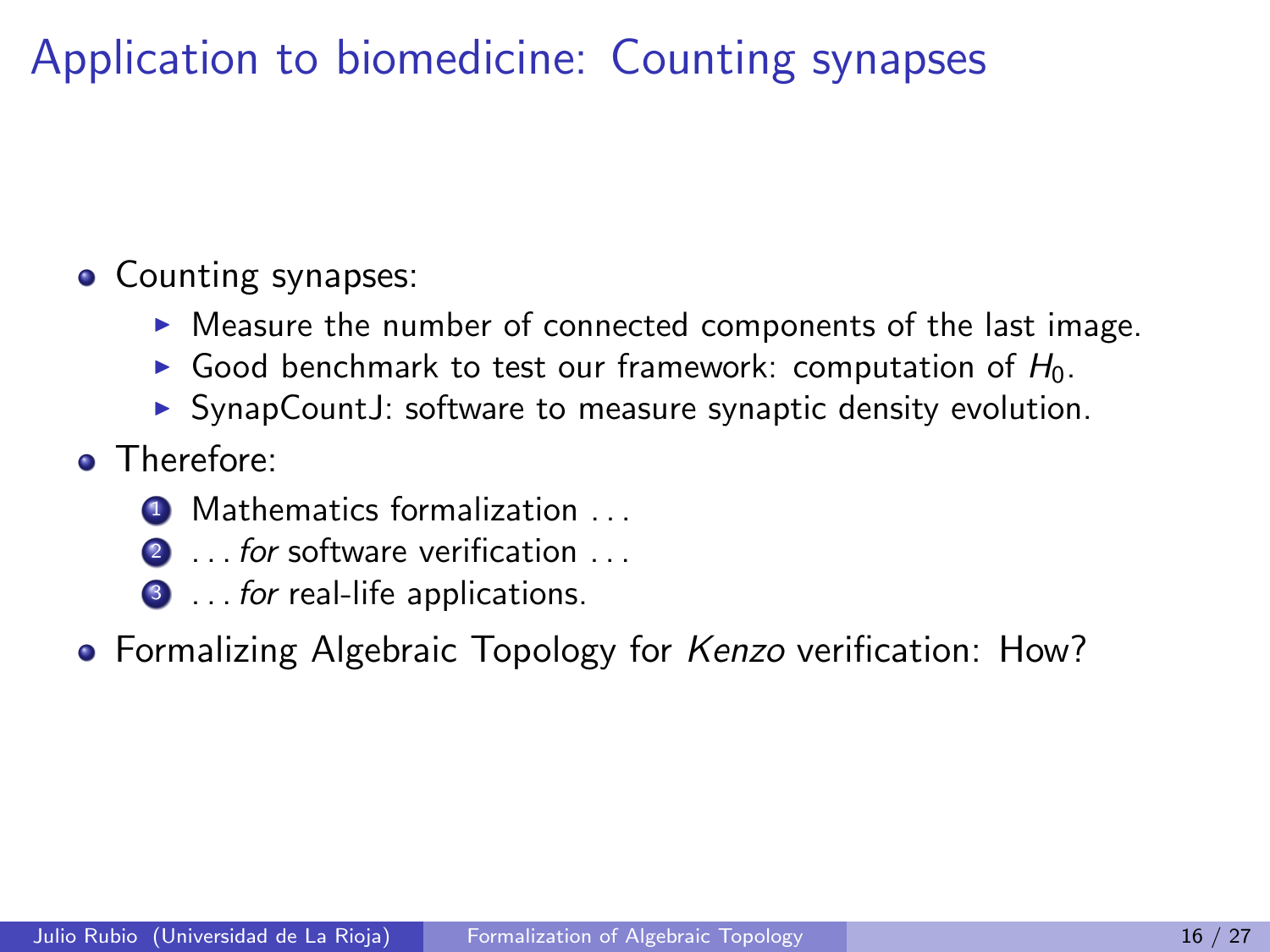# Application to biomedicine: Counting synapses

- Counting synapses:
  - Measure the number of connected components of the last image.
  - Good benchmark to test our framework: computation of $H_0$.
  - SynapCountJ: software to measure synaptic density evolution.
- Therefore:
  1. Mathematics formalization ...
  2. ... *for* software verification ...
  3. ... *for* real-life applications.
- Formalizing Algebraic Topology for *Kenzo* verification: How?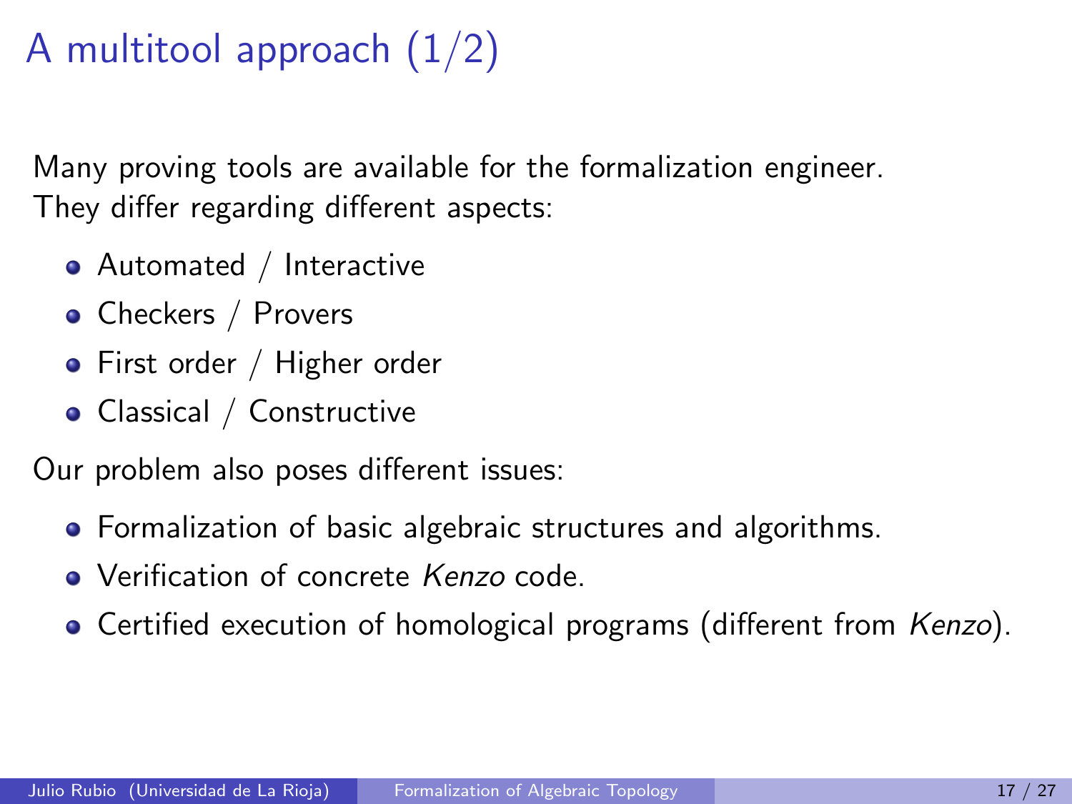# A multitool approach (1/2)

Many proving tools are available for the formalization engineer.
They differ regarding different aspects:

- Automated / Interactive
- Checkers / Provers
- First order / Higher order
- Classical / Constructive

Our problem also poses different issues:

- Formalization of basic algebraic structures and algorithms.
- Verification of concrete *Kenzo* code.
- Certified execution of homological programs (different from *Kenzo*).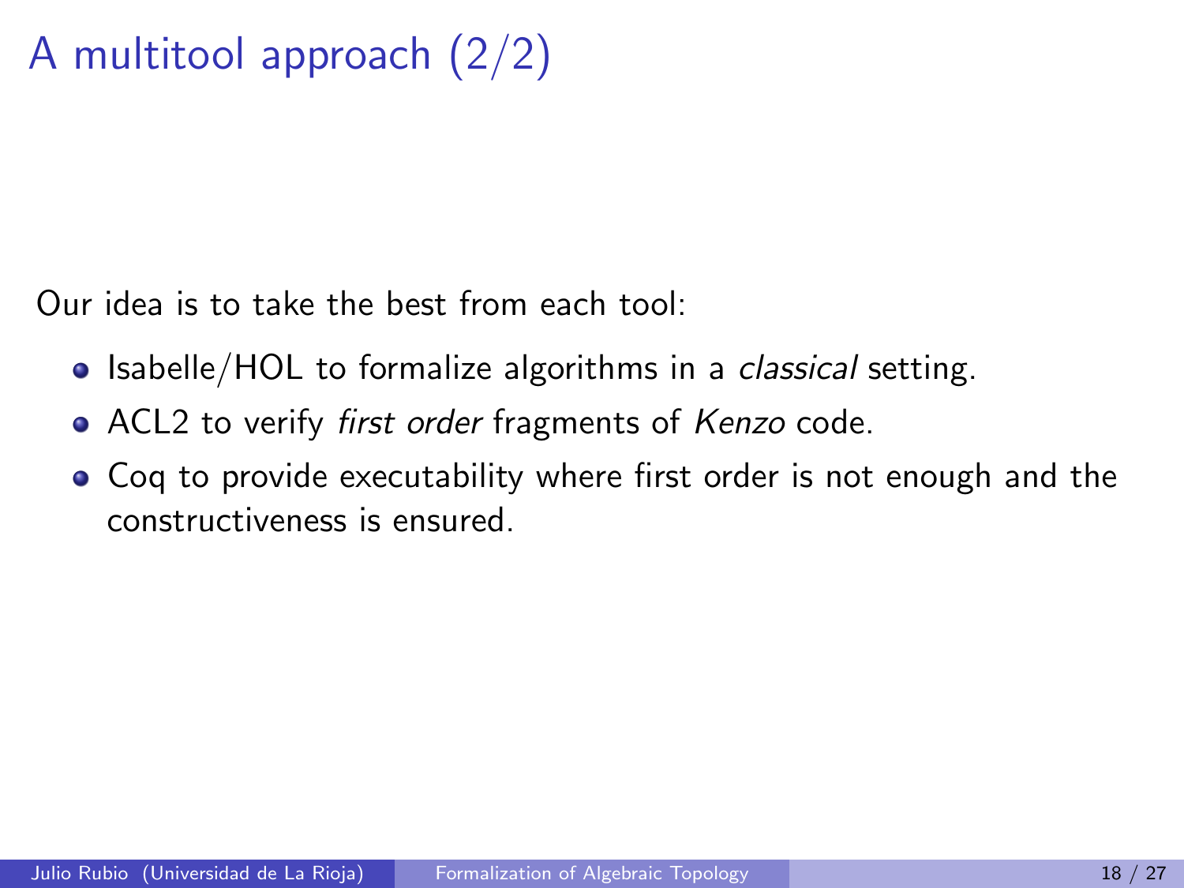# A multitool approach (2/2)

Our idea is to take the best from each tool:

- Isabelle/HOL to formalize algorithms in a *classical* setting.
- ACL2 to verify *first order* fragments of *Kenzo* code.
- Coq to provide executability where first order is not enough and the constructiveness is ensured.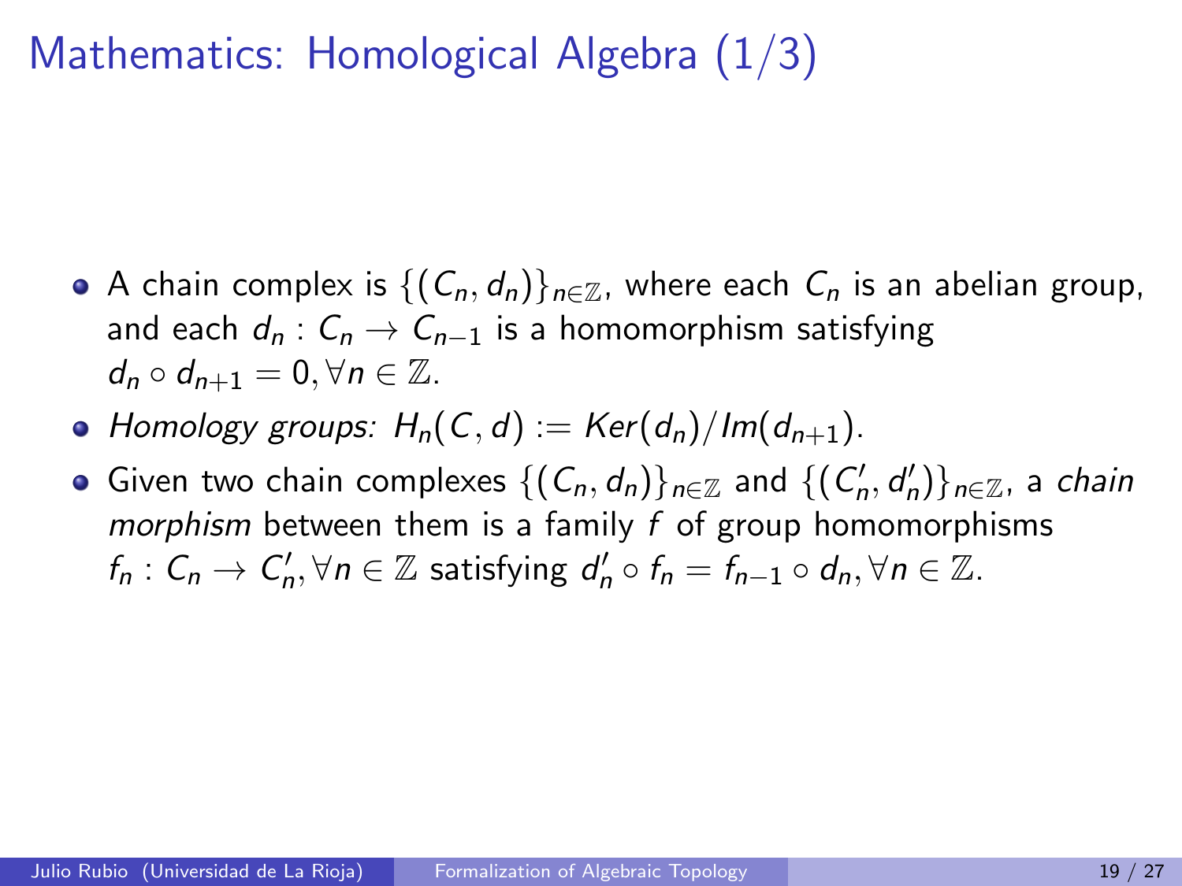# Mathematics: Homological Algebra (1/3)

- A chain complex is $\{(C_n, d_n)\}_{n\in\mathbb{Z}}$, where each $C_n$ is an abelian group, and each $d_n : C_n \to C_{n-1}$ is a homomorphism satisfying $d_n \circ d_{n+1} = 0, \forall n \in \mathbb{Z}$.
- *Homology groups:* $H_n(C, d) := Ker(d_n)/Im(d_{n+1})$.
- Given two chain complexes $\{(C_n, d_n)\}_{n\in\mathbb{Z}}$ and $\{(C'_n, d'_n)\}_{n\in\mathbb{Z}}$, a *chain morphism* between them is a family $f$ of group homomorphisms $f_n : C_n \to C'_n, \forall n \in \mathbb{Z}$ satisfying $d'_n \circ f_n = f_{n-1} \circ d_n, \forall n \in \mathbb{Z}$.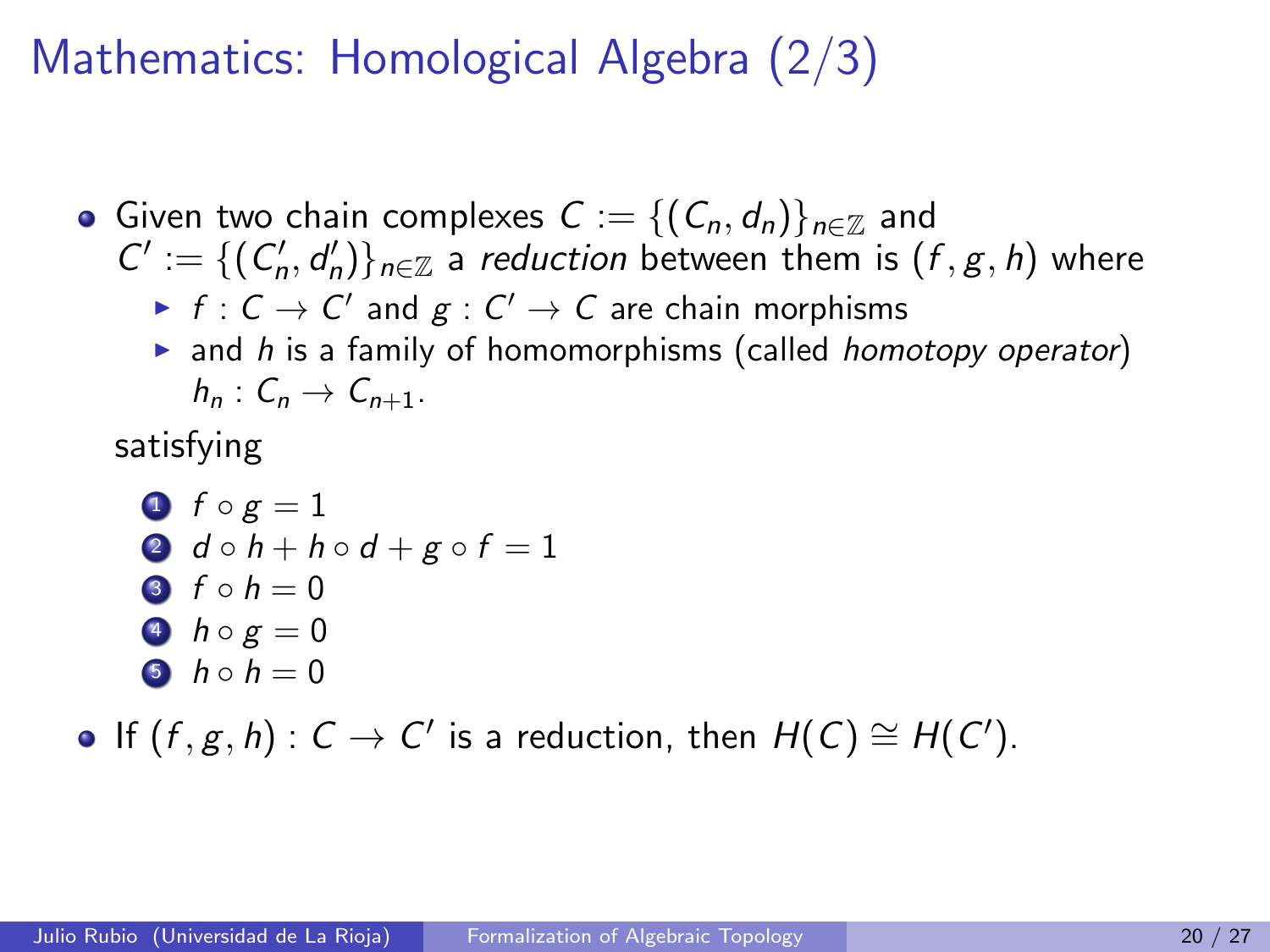# Mathematics: Homological Algebra (2/3)

- Given two chain complexes $C := \{(C_n, d_n)\}_{n\in\mathbb{Z}}$ and $C' := \{(C'_n, d'_n)\}_{n\in\mathbb{Z}}$ a *reduction* between them is $(f, g, h)$ where
  - $f : C \to C'$ and $g : C' \to C$ are chain morphisms
  - and $h$ is a family of homomorphisms (called *homotopy operator*) $h_n : C_n \to C_{n+1}$.

  satisfying

  1. $f \circ g = 1$
  2. $d \circ h + h \circ d + g \circ f = 1$
  3. $f \circ h = 0$
  4. $h \circ g = 0$
  5. $h \circ h = 0$

- If $(f, g, h) : C \to C'$ is a reduction, then $H(C) \cong H(C')$.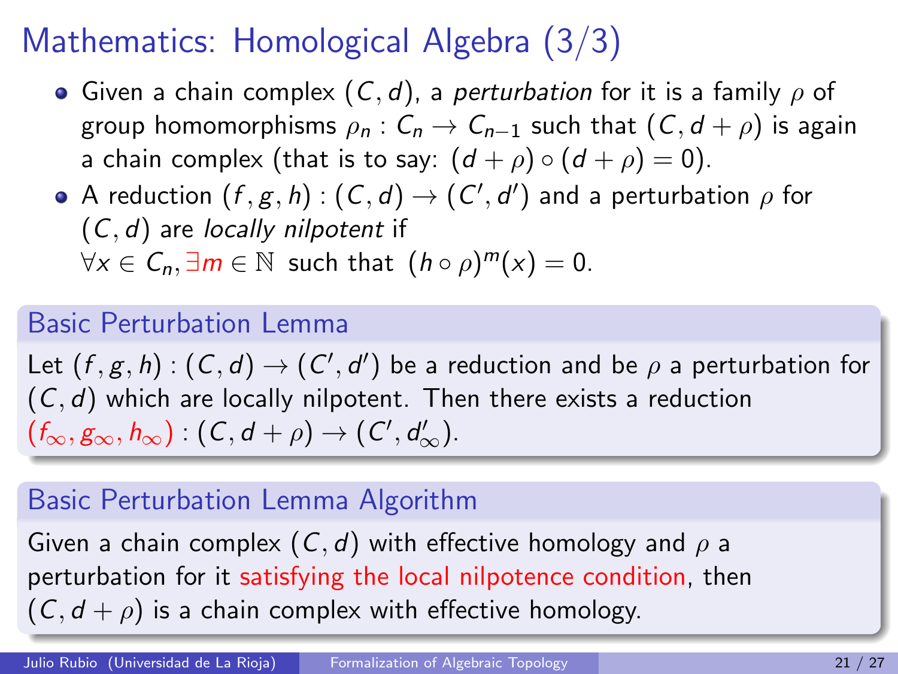# Mathematics: Homological Algebra (3/3)

- Given a chain complex $(C, d)$, a *perturbation* for it is a family $\rho$ of group homomorphisms $\rho_n : C_n \to C_{n-1}$ such that $(C, d + \rho)$ is again a chain complex (that is to say: $(d + \rho) \circ (d + \rho) = 0$).
- A reduction $(f, g, h) : (C, d) \to (C', d')$ and a perturbation $\rho$ for $(C, d)$ are *locally nilpotent* if $\forall x \in C_n, \exists m \in \mathbb{N}$ such that $(h \circ \rho)^m(x) = 0$.

### Basic Perturbation Lemma

Let $(f, g, h) : (C, d) \to (C', d')$ be a reduction and be $\rho$ a perturbation for $(C, d)$ which are locally nilpotent. Then there exists a reduction $(f_\infty, g_\infty, h_\infty) : (C, d + \rho) \to (C', d'_\infty)$.

### Basic Perturbation Lemma Algorithm

Given a chain complex $(C, d)$ with effective homology and $\rho$ a perturbation for it satisfying the local nilpotence condition, then $(C, d + \rho)$ is a chain complex with effective homology.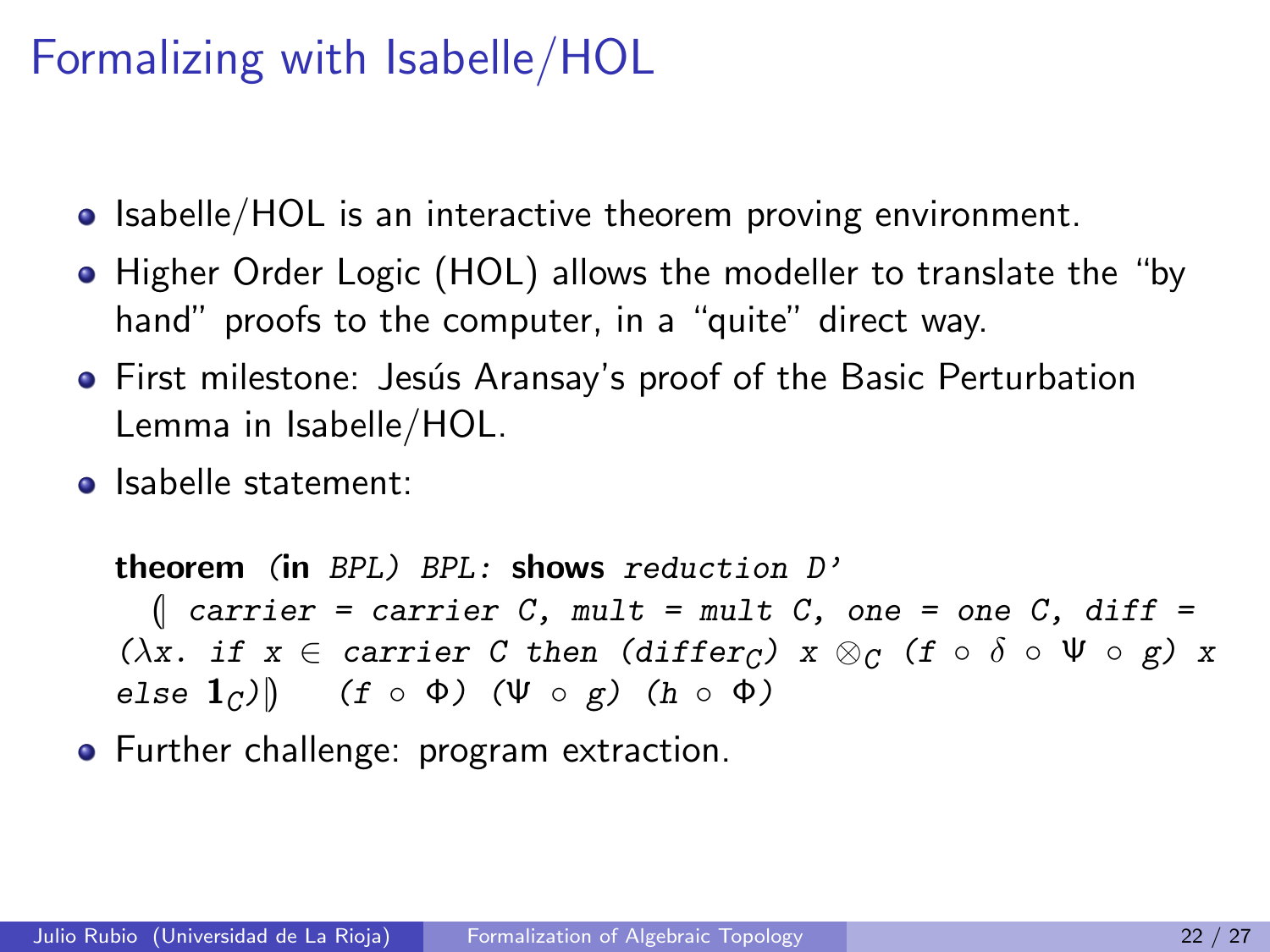# Formalizing with Isabelle/HOL

- Isabelle/HOL is an interactive theorem proving environment.
- Higher Order Logic (HOL) allows the modeller to translate the "by hand" proofs to the computer, in a "quite" direct way.
- First milestone: Jesús Aransay's proof of the Basic Perturbation Lemma in Isabelle/HOL.
- Isabelle statement:

```
theorem (in BPL) BPL: shows reduction D'
  (| carrier = carrier C, mult = mult C, one = one C, diff =
(λx. if x ∈ carrier C then (differ_C) x ⊗_C (f ∘ δ ∘ Ψ ∘ g) x
else 1_C)|)    (f ∘ Φ) (Ψ ∘ g) (h ∘ Φ)
```

- Further challenge: program extraction.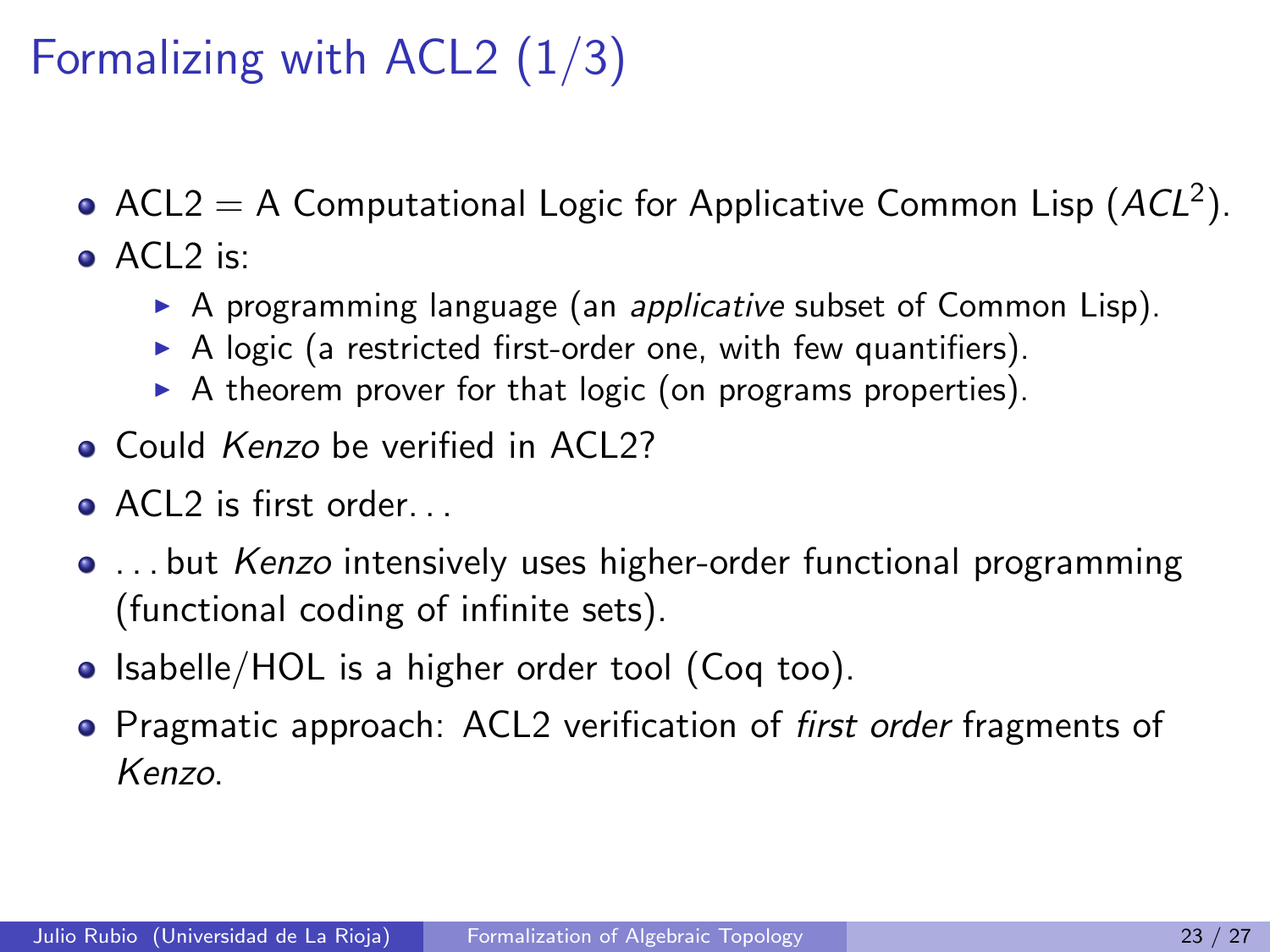# Formalizing with ACL2 (1/3)

- ACL2 = A Computational Logic for Applicative Common Lisp ($ACL^2$).
- ACL2 is:
  - A programming language (an *applicative* subset of Common Lisp).
  - A logic (a restricted first-order one, with few quantifiers).
  - A theorem prover for that logic (on programs properties).
- Could *Kenzo* be verified in ACL2?
- ACL2 is first order. . .
- . . . but *Kenzo* intensively uses higher-order functional programming (functional coding of infinite sets).
- Isabelle/HOL is a higher order tool (Coq too).
- Pragmatic approach: ACL2 verification of *first order* fragments of *Kenzo*.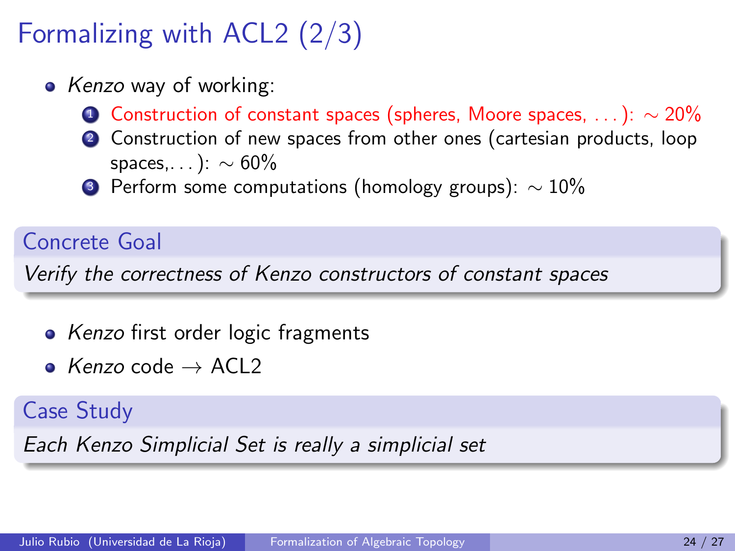# Formalizing with ACL2 (2/3)

- *Kenzo* way of working:
  1. Construction of constant spaces (spheres, Moore spaces, ...): $\sim 20\%$
  2. Construction of new spaces from other ones (cartesian products, loop spaces,...): $\sim 60\%$
  3. Perform some computations (homology groups): $\sim 10\%$

**Concrete Goal**

*Verify the correctness of Kenzo constructors of constant spaces*

- *Kenzo* first order logic fragments
- *Kenzo* code $\rightarrow$ ACL2

**Case Study**

*Each Kenzo Simplicial Set is really a simplicial set*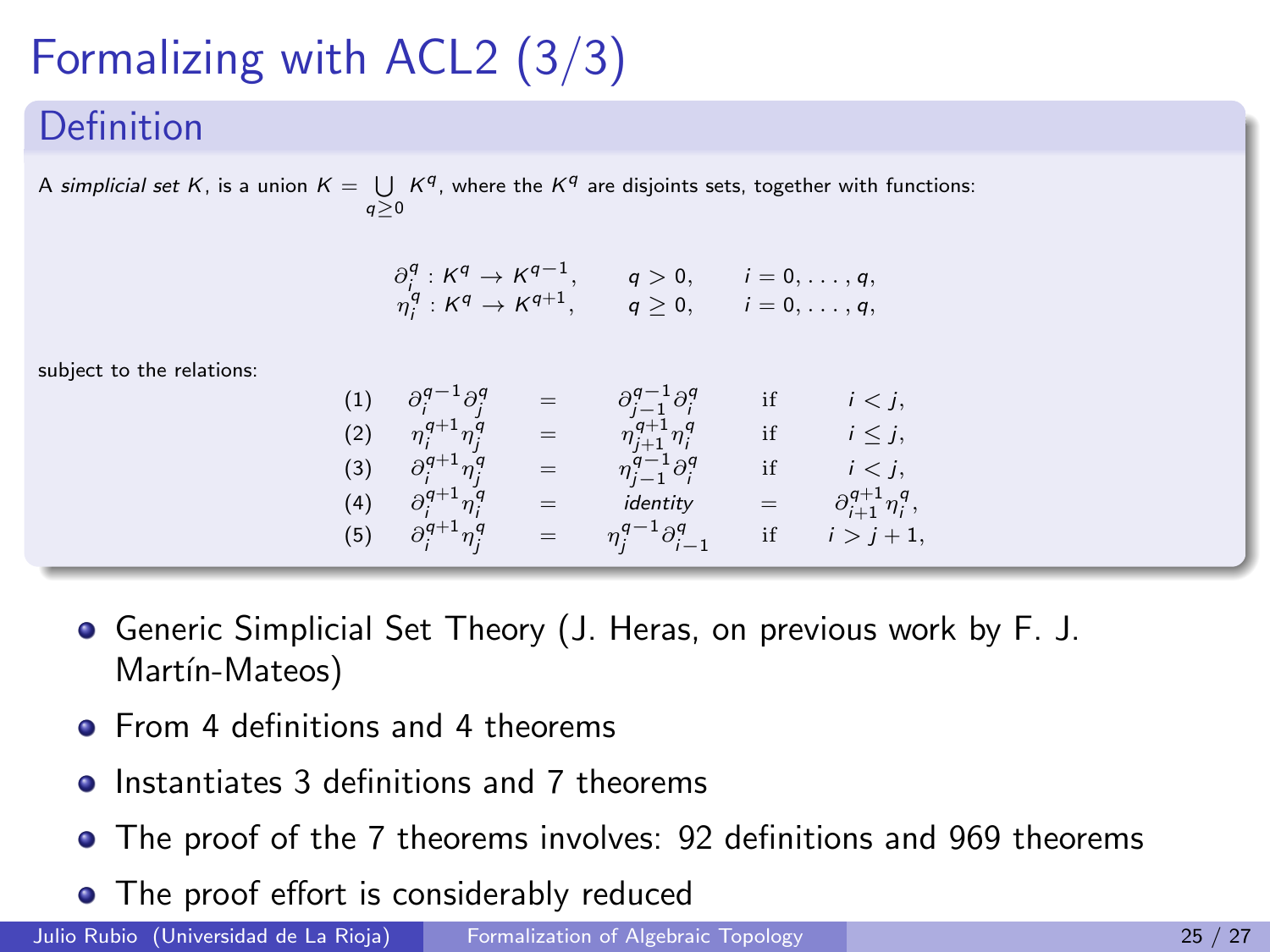# Formalizing with ACL2 (3/3)

## Definition

A *simplicial set* $K$, is a union $K = \bigcup_{q \geq 0} K^q$, where the $K^q$ are disjoints sets, together with functions:

$$
\begin{array}{lll}
\partial_i^q : K^q \to K^{q-1}, & q > 0, & i = 0, \ldots, q, \\
\eta_i^q : K^q \to K^{q+1}, & q \geq 0, & i = 0, \ldots, q,
\end{array}
$$

subject to the relations:

$$
\begin{array}{llllll}
(1) & \partial_i^{q-1}\partial_j^q & = & \partial_{j-1}^{q-1}\partial_i^q & \text{if} & i < j, \\
(2) & \eta_i^{q+1}\eta_j^q & = & \eta_{j+1}^{q+1}\eta_i^q & \text{if} & i \leq j, \\
(3) & \partial_i^{q+1}\eta_j^q & = & \eta_{j-1}^{q-1}\partial_i^q & \text{if} & i < j, \\
(4) & \partial_i^{q+1}\eta_i^q & = & \mathit{identity} & = & \partial_{i+1}^{q+1}\eta_i^q, \\
(5) & \partial_i^{q+1}\eta_j^q & = & \eta_j^{q-1}\partial_{i-1}^q & \text{if} & i > j+1,
\end{array}
$$

- Generic Simplicial Set Theory (J. Heras, on previous work by F. J. Martín-Mateos)
- From 4 definitions and 4 theorems
- Instantiates 3 definitions and 7 theorems
- The proof of the 7 theorems involves: 92 definitions and 969 theorems
- The proof effort is considerably reduced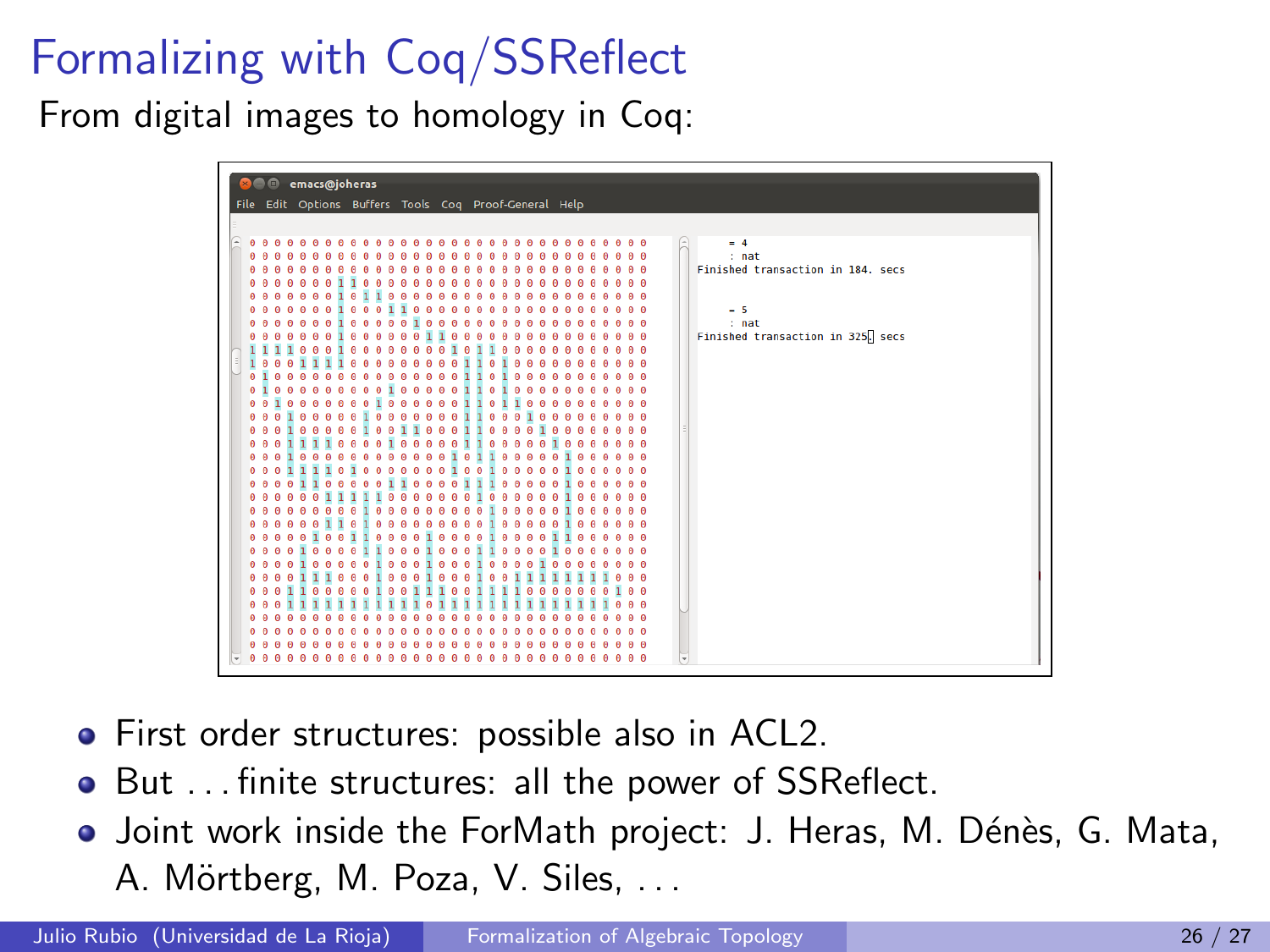# Formalizing with Coq/SSReflect

From digital images to homology in Coq:

- First order structures: possible also in ACL2.
- But ...finite structures: all the power of SSReflect.
- Joint work inside the ForMath project: J. Heras, M. Dénès, G. Mata, A. Mörtberg, M. Poza, V. Siles, ...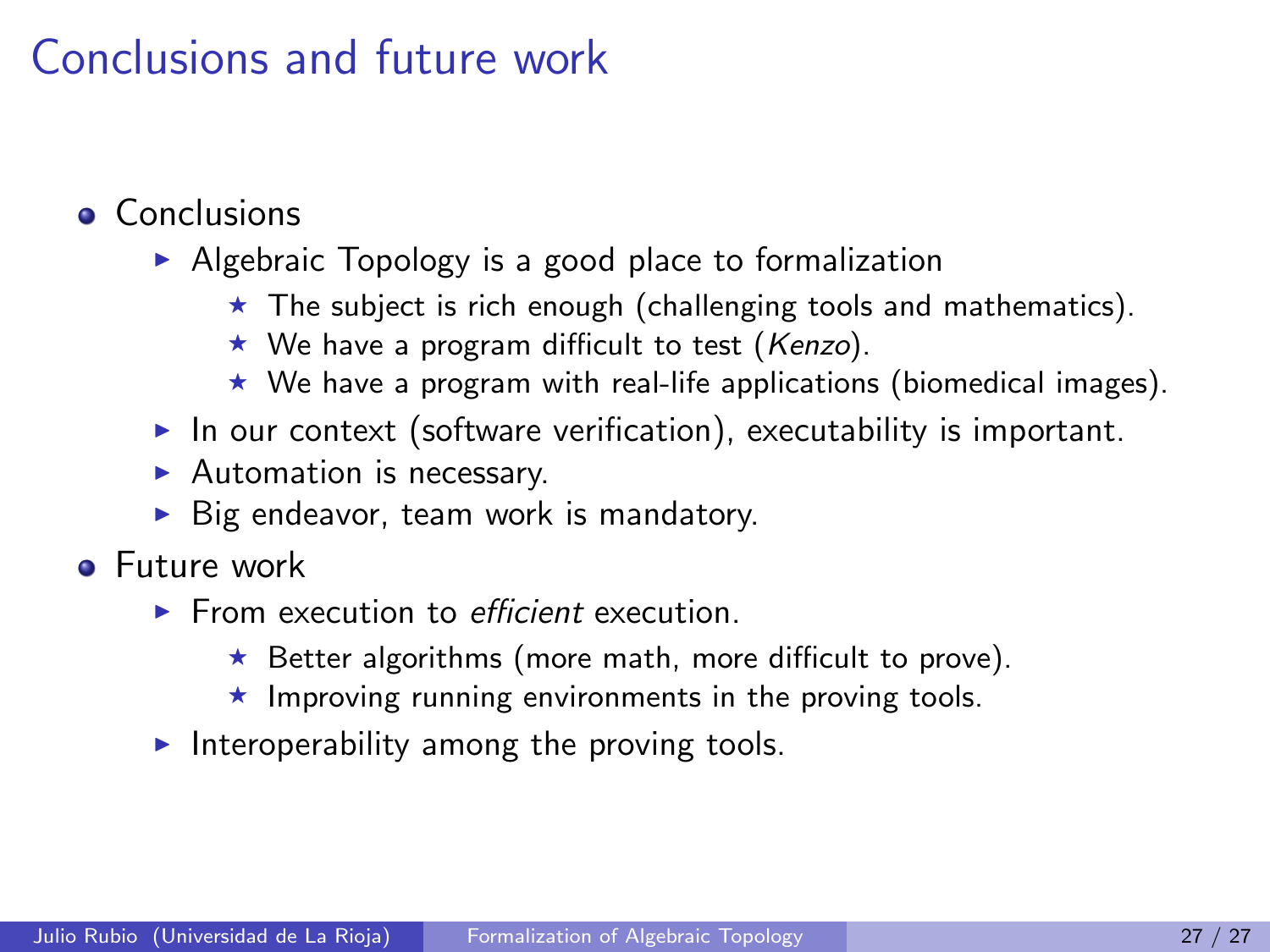# Conclusions and future work

- Conclusions
  - Algebraic Topology is a good place to formalization
    - The subject is rich enough (challenging tools and mathematics).
    - We have a program difficult to test (*Kenzo*).
    - We have a program with real-life applications (biomedical images).
  - In our context (software verification), executability is important.
  - Automation is necessary.
  - Big endeavor, team work is mandatory.
- Future work
  - From execution to *efficient* execution.
    - Better algorithms (more math, more difficult to prove).
    - Improving running environments in the proving tools.
  - Interoperability among the proving tools.